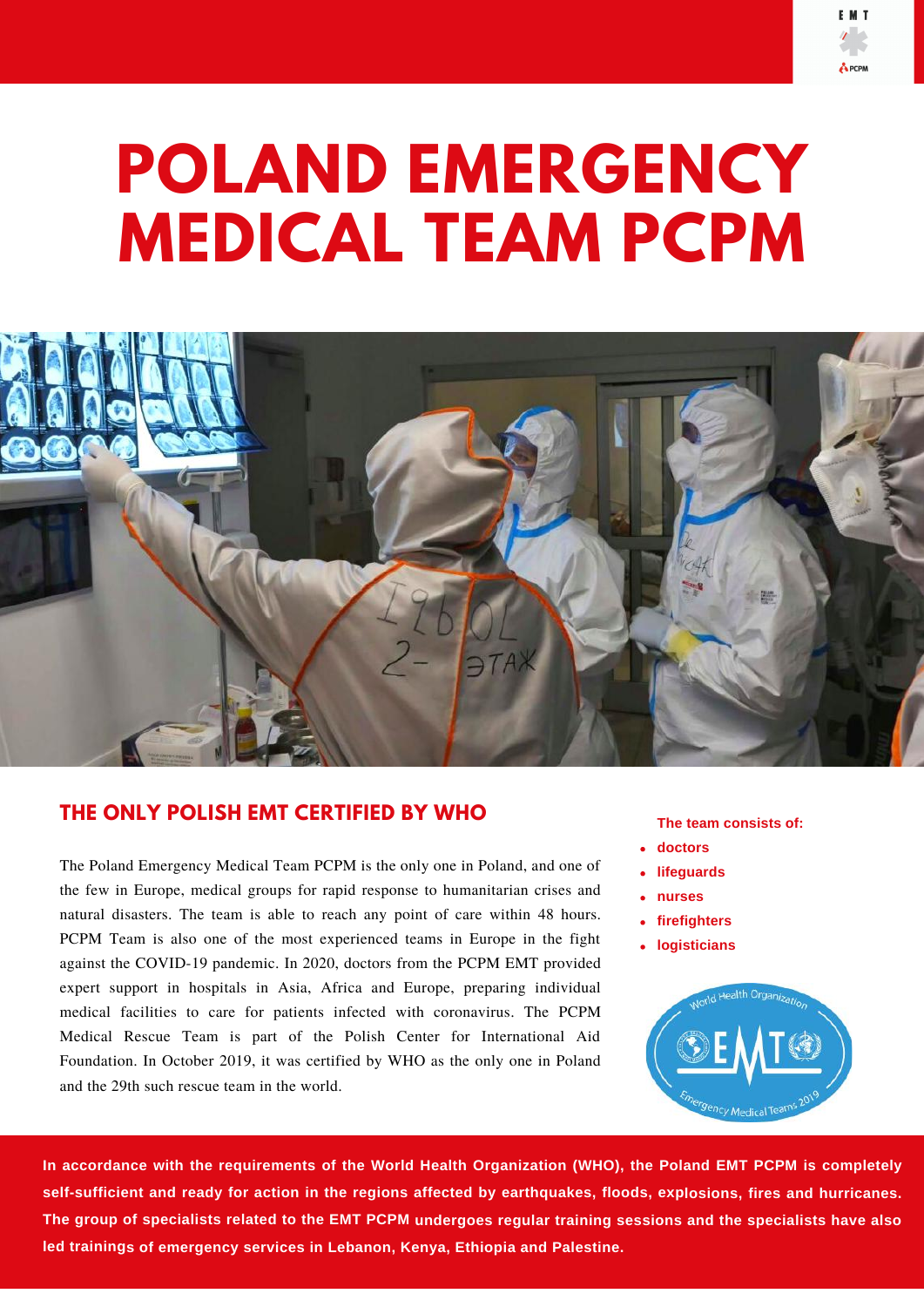# POLAND EMERGENCY MEDICAL TEAM PCPM

## THE ONLY POLISH EMT CERTIFIED BY WHO

The Poland Emergency Medical Team PCPM is the only one in Poland, and one of the few in Europe, medical groups for rapid response to humanitarian crises and natural disasters. The team is able to reach any point of care within 48 hours. PCPM Team is also one of the most experienced teams in Europe in the fight against the COVID-19 pandemic. In 2020, doctors from the PCPM EMT provided expert support in hospitals in Asia, Africa and Europe, preparing individual medical facilities to care for patients infected with coronavirus. The PCPM Medical Rescue Team is part of the Polish Center for International Aid Foundation. In October 2019, it was certified by WHO as the only one in Poland and the 29th such rescue team in the world.

**The team consists of:**

- **doctors**
- **lifeguards**
- **nurses**
- **firefighters**
- **logisticians**

**In accordance with the requirements of the World Health Organization (WHO), the Poland EMT PCPM is completely self-sufficient and ready for action in the regions affected by earthquakes, floods, explosions, fires and hurricanes. The group of specialists related to the EMT PCPM undergoes regular training sessions and the specialists have also led trainings of emergency services in Lebanon, Kenya, Ethiopia and Palestine.**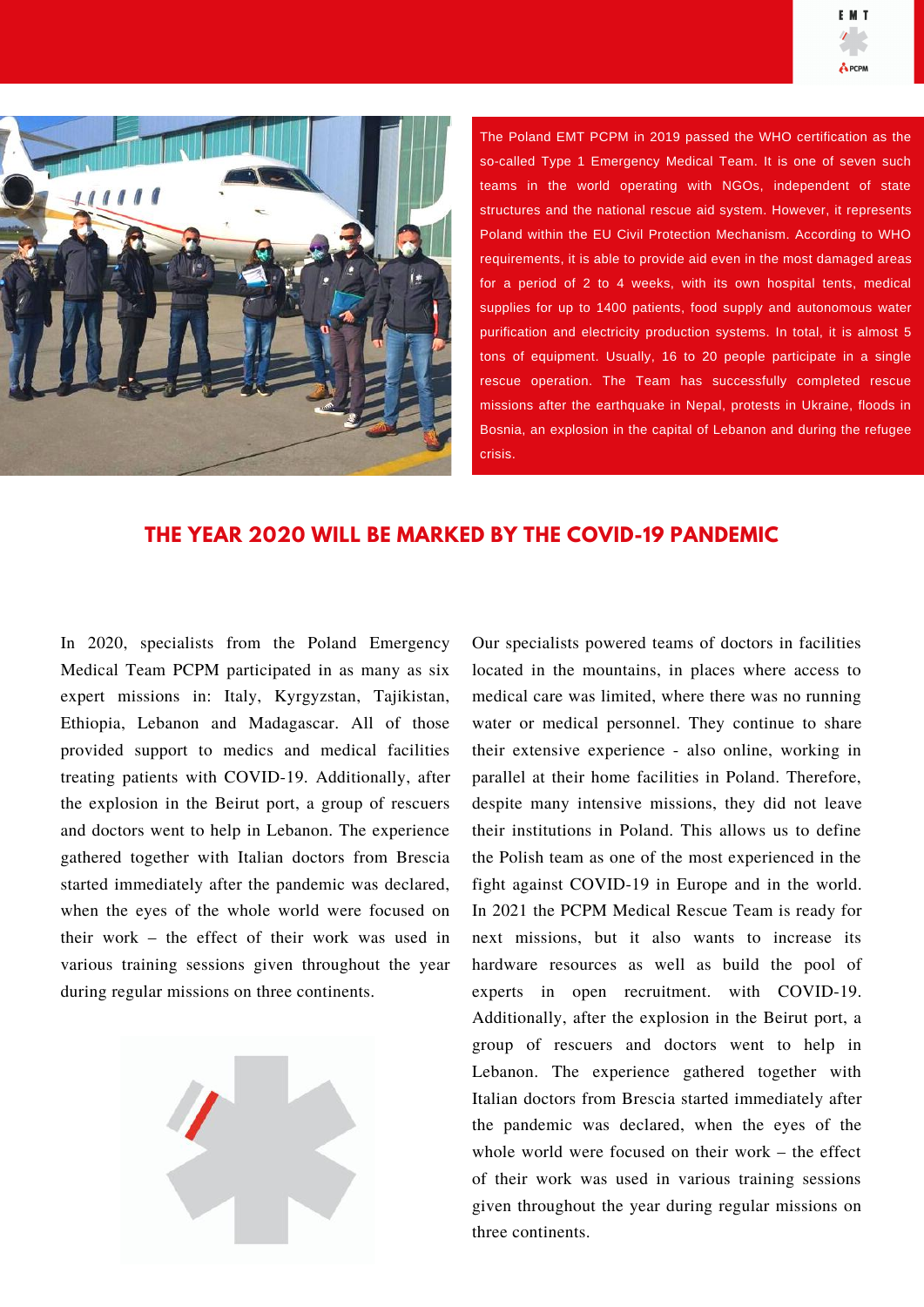The Poland EMT PCPM in 2019 passed the WHO certification as the so-called Type 1 Emergency Medical Team. It is one of seven such teams in the world operating with NGOs, independent of state structures and the national rescue aid system. However, it represents Poland within the EU Civil Protection Mechanism. According to WHO requirements, it is able to provide aid even in the most damaged areas for a period of 2 to 4 weeks, with its own hospital tents, medical supplies for up to 1400 patients, food supply and autonomous water purification and electricity production systems. In total, it is almost 5 tons of equipment. Usually, 16 to 20 people participate in a single rescue operation. The Team has successfully completed rescue missions after the earthquake in Nepal, protests in Ukraine, floods in Bosnia, an explosion in the capital of Lebanon and during the refugee crisis.

## THE YEAR 2020 WILL BE MARKED BY THE COVID-19 PANDEMIC

In 2020, specialists from the Poland Emergency Medical Team PCPM participated in as many as six expert missions in: Italy, Kyrgyzstan, Tajikistan, Ethiopia, Lebanon and Madagascar. All of those provided support to medics and medical facilities treating patients with COVID-19. Additionally, after the explosion in the Beirut port, a group of rescuers and doctors went to help in Lebanon. The experience gathered together with Italian doctors from Brescia started immediately after the pandemic was declared, when the eyes of the whole world were focused on their work – the effect of their work was used in various training sessions given throughout the year during regular missions on three continents.

Our specialists powered teams of doctors in facilities located in the mountains, in places where access to medical care was limited, where there was no running water or medical personnel. They continue to share their extensive experience - also online, working in parallel at their home facilities in Poland. Therefore, despite many intensive missions, they did not leave their institutions in Poland. This allows us to define the Polish team as one of the most experienced in the fight against COVID-19 in Europe and in the world. In 2021 the PCPM Medical Rescue Team is ready for next missions, but it also wants to increase its hardware resources as well as build the pool of experts in open recruitment. with COVID-19. Additionally, after the explosion in the Beirut port, a group of rescuers and doctors went to help in Lebanon. The experience gathered together with Italian doctors from Brescia started immediately after the pandemic was declared, when the eyes of the whole world were focused on their work – the effect of their work was used in various training sessions given throughout the year during regular missions on three continents.